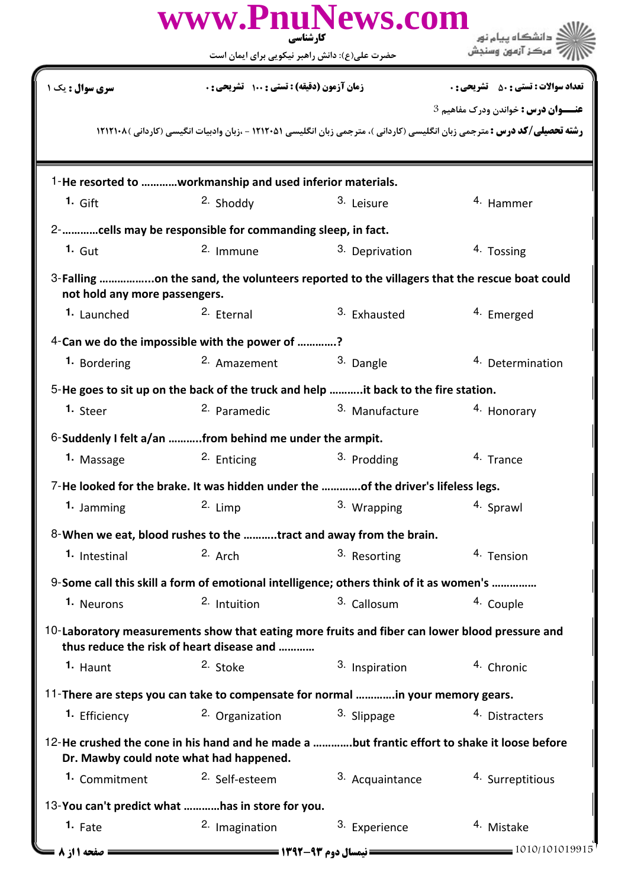www.PnuNews.com

کارشناسی

حضرت علی(ع): دانش راهبر نیکویی برای ایمان است

دانشگاه پیام نور
مرکز آزمون وسنجش

**سری سوال :** یک ۱

**زمان آزمون (دقیقه) : تستی :** ۱۰۰ **تشریحی :** ۰

**تعداد سوالات : تستی :** ۵۰ **تشریحی :** ۰

**عنـــوان درس :** خواندن ودرک مفاهیم 3

**رشته تحصیلی/کد درس :** مترجمی زبان انگلیسی (کاردانی )، مترجمی زبان انگلیسی ۱۲۱۲۰۵۱ - ،زبان وادبیات انگیسی (کاردانی )۱۲۱۲۱۰۸

1-**He resorted to ...........workmanship and used inferior materials.**

1. Gift
2. Shoddy
3. Leisure
4. Hammer

2-**...........cells may be responsible for commanding sleep, in fact.**

1. Gut
2. Immune
3. Deprivation
4. Tossing

3-**Falling .................on the sand, the volunteers reported to the villagers that the rescue boat could not hold any more passengers.**

1. Launched
2. Eternal
3. Exhausted
4. Emerged

4-**Can we do the impossible with the power of ............?**

1. Bordering
2. Amazement
3. Dangle
4. Determination

5-**He goes to sit up on the back of the truck and help ..........it back to the fire station.**

1. Steer
2. Paramedic
3. Manufacture
4. Honorary

6-**Suddenly I felt a/an ..........from behind me under the armpit.**

1. Massage
2. Enticing
3. Prodding
4. Trance

7-**He looked for the brake. It was hidden under the ............of the driver's lifeless legs.**

1. Jamming
2. Limp
3. Wrapping
4. Sprawl

8-**When we eat, blood rushes to the ..........tract and away from the brain.**

1. Intestinal
2. Arch
3. Resorting
4. Tension

9-**Some call this skill a form of emotional intelligence; others think of it as women's ..............**

1. Neurons
2. Intuition
3. Callosum
4. Couple

10-**Laboratory measurements show that eating more fruits and fiber can lower blood pressure and thus reduce the risk of heart disease and ...........**

1. Haunt
2. Stoke
3. Inspiration
4. Chronic

11-**There are steps you can take to compensate for normal ............in your memory gears.**

1. Efficiency
2. Organization
3. Slippage
4. Distracters

12-**He crushed the cone in his hand and he made a ............but frantic effort to shake it loose before Dr. Mawby could note what had happened.**

1. Commitment
2. Self-esteem
3. Acquaintance
4. Surreptitious

13-**You can't predict what ...........has in store for you.**

1. Fate
2. Imagination
3. Experience
4. Mistake

نیمسال دوم ۹۳-۱۳۹۲

1010/101019915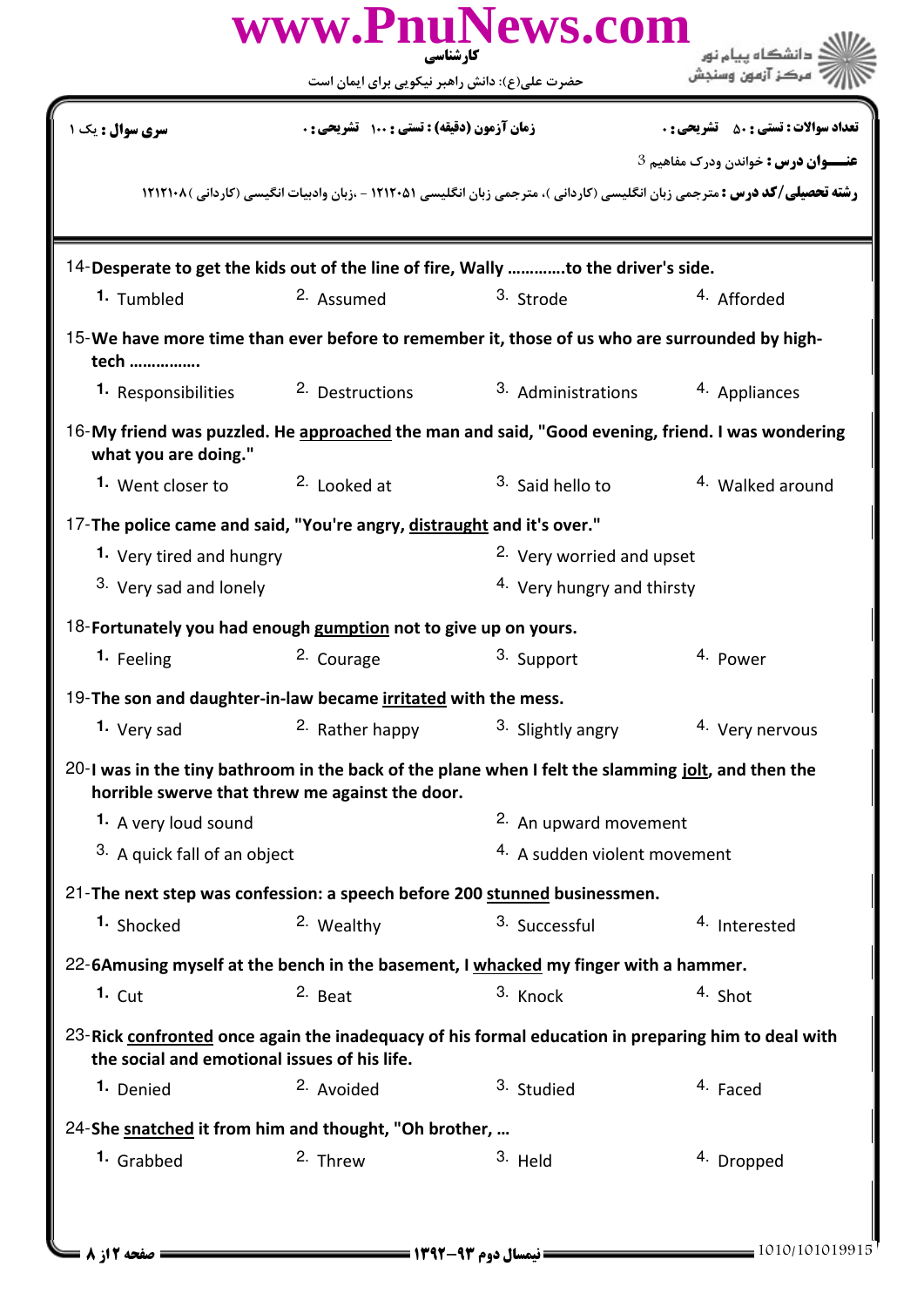14-**Desperate to get the kids out of the line of fire, Wally …………to the driver's side.**

1. Tumbled
2. Assumed
3. Strode
4. Afforded

15-**We have more time than ever before to remember it, those of us who are surrounded by high-tech …………….**

1. Responsibilities
2. Destructions
3. Administrations
4. Appliances

16-**My friend was puzzled. He approached the man and said, "Good evening, friend. I was wondering what you are doing."**

1. Went closer to
2. Looked at
3. Said hello to
4. Walked around

17-**The police came and said, "You're angry, distraught and it's over."**

1. Very tired and hungry
2. Very worried and upset
3. Very sad and lonely
4. Very hungry and thirsty

18-**Fortunately you had enough gumption not to give up on yours.**

1. Feeling
2. Courage
3. Support
4. Power

19-**The son and daughter-in-law became irritated with the mess.**

1. Very sad
2. Rather happy
3. Slightly angry
4. Very nervous

20-**I was in the tiny bathroom in the back of the plane when I felt the slamming jolt, and then the horrible swerve that threw me against the door.**

1. A very loud sound
2. An upward movement
3. A quick fall of an object
4. A sudden violent movement

21-**The next step was confession: a speech before 200 stunned businessmen.**

1. Shocked
2. Wealthy
3. Successful
4. Interested

22-**6Amusing myself at the bench in the basement, I whacked my finger with a hammer.**

1. Cut
2. Beat
3. Knock
4. Shot

23-**Rick confronted once again the inadequacy of his formal education in preparing him to deal with the social and emotional issues of his life.**

1. Denied
2. Avoided
3. Studied
4. Faced

24-**She snatched it from him and thought, "Oh brother, …**

1. Grabbed
2. Threw
3. Held
4. Dropped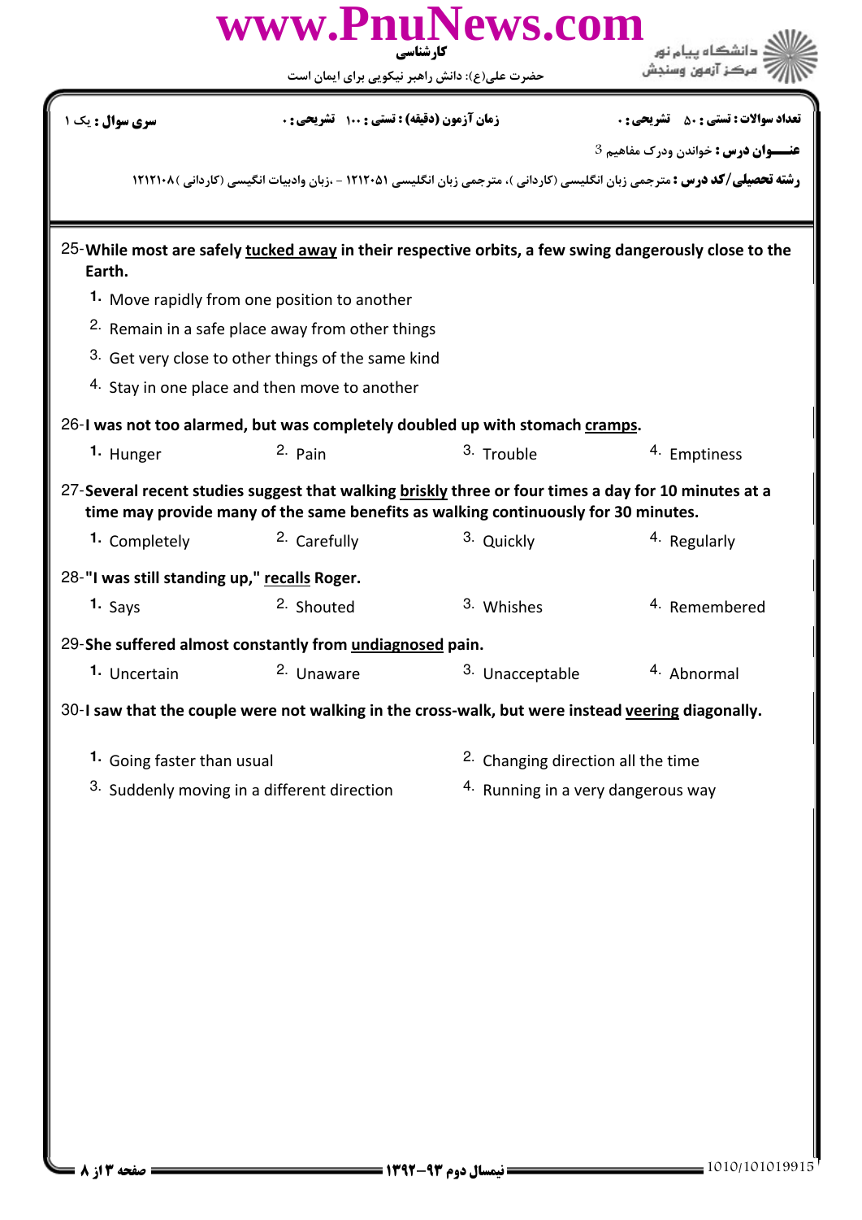**سری سوال :** یک ۱

**زمان آزمون (دقیقه) : تستی :** ۱۰۰ **تشریحی :** ۰

**تعداد سوالات : تستی :** ۵۰ **تشریحی :** ۰

**عنـــوان درس :** خواندن ودرک مفاهیم 3

**رشته تحصیلی/کد درس :** مترجمی زبان انگلیسی (کاردانی )، مترجمی زبان انگلیسی ۱۲۱۲۰۵۱ - ،زبان وادبیات انگیسی (کاردانی )۱۲۱۲۱۰۸

25-**While most are safely <u>tucked away</u> in their respective orbits, a few swing dangerously close to the Earth.**

1. Move rapidly from one position to another
2. Remain in a safe place away from other things
3. Get very close to other things of the same kind
4. Stay in one place and then move to another

26-**I was not too alarmed, but was completely doubled up with stomach <u>cramps</u>.**

1. Hunger
2. Pain
3. Trouble
4. Emptiness

27-**Several recent studies suggest that walking <u>briskly</u> three or four times a day for 10 minutes at a time may provide many of the same benefits as walking continuously for 30 minutes.**

1. Completely
2. Carefully
3. Quickly
4. Regularly

28-**"I was still standing up," <u>recalls</u> Roger.**

1. Says
2. Shouted
3. Whishes
4. Remembered

29-**She suffered almost constantly from <u>undiagnosed</u> pain.**

1. Uncertain
2. Unaware
3. Unacceptable
4. Abnormal

30-**I saw that the couple were not walking in the cross-walk, but were instead <u>veering</u> diagonally.**

1. Going faster than usual
2. Changing direction all the time
3. Suddenly moving in a different direction
4. Running in a very dangerous way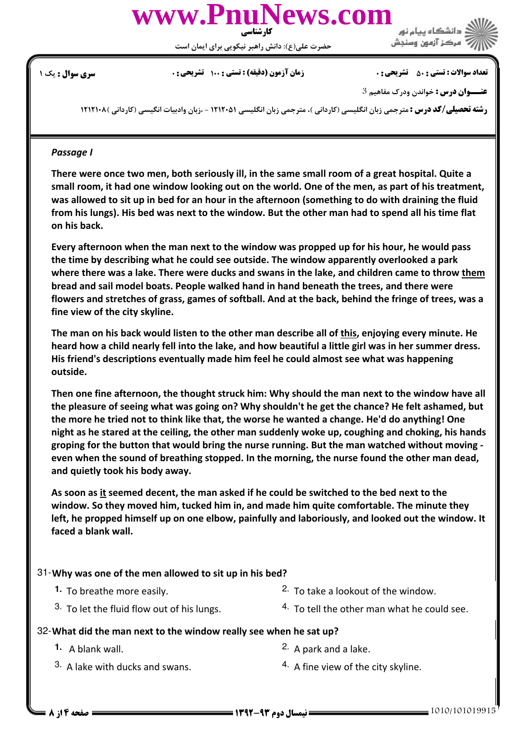| سری سوال : یک ۱ | زمان آزمون (دقیقه) : تستی : ۱۰۰ تشریحی : ۰ | تعداد سوالات : تستی : ۵۰ تشریحی : ۰ |
|---|---|---|

**عنـــوان درس :** خواندن ودرک مفاهیم 3

**رشته تحصیلی/کد درس :** مترجمی زبان انگلیسی (کاردانی )، مترجمی زبان انگلیسی ۱۲۱۲۰۵۱ - ،زبان وادبیات انگیسی (کاردانی )۱۲۱۲۱۰۸

*Passage I*

**There were once two men, both seriously ill, in the same small room of a great hospital. Quite a small room, it had one window looking out on the world. One of the men, as part of his treatment, was allowed to sit up in bed for an hour in the afternoon (something to do with draining the fluid from his lungs). His bed was next to the window. But the other man had to spend all his time flat on his back.**

**Every afternoon when the man next to the window was propped up for his hour, he would pass the time by describing what he could see outside. The window apparently overlooked a park where there was a lake. There were ducks and swans in the lake, and children came to throw <u>them</u> bread and sail model boats. People walked hand in hand beneath the trees, and there were flowers and stretches of grass, games of softball. And at the back, behind the fringe of trees, was a fine view of the city skyline.**

**The man on his back would listen to the other man describe all of <u>this</u>, enjoying every minute. He heard how a child nearly fell into the lake, and how beautiful a little girl was in her summer dress. His friend's descriptions eventually made him feel he could almost see what was happening outside.**

**Then one fine afternoon, the thought struck him: Why should the man next to the window have all the pleasure of seeing what was going on? Why shouldn't he get the chance? He felt ashamed, but the more he tried not to think like that, the worse he wanted a change. He'd do anything! One night as he stared at the ceiling, the other man suddenly woke up, coughing and choking, his hands groping for the button that would bring the nurse running. But the man watched without moving - even when the sound of breathing stopped. In the morning, the nurse found the other man dead, and quietly took his body away.**

**As soon as <u>it</u> seemed decent, the man asked if he could be switched to the bed next to the window. So they moved him, tucked him in, and made him quite comfortable. The minute they left, he propped himself up on one elbow, painfully and laboriously, and looked out the window. It faced a blank wall.**

31-**Why was one of the men allowed to sit up in his bed?**

1. To breathe more easily.
2. To take a lookout of the window.
3. To let the fluid flow out of his lungs.
4. To tell the other man what he could see.

32-**What did the man next to the window really see when he sat up?**

1. A blank wall.
2. A park and a lake.
3. A lake with ducks and swans.
4. A fine view of the city skyline.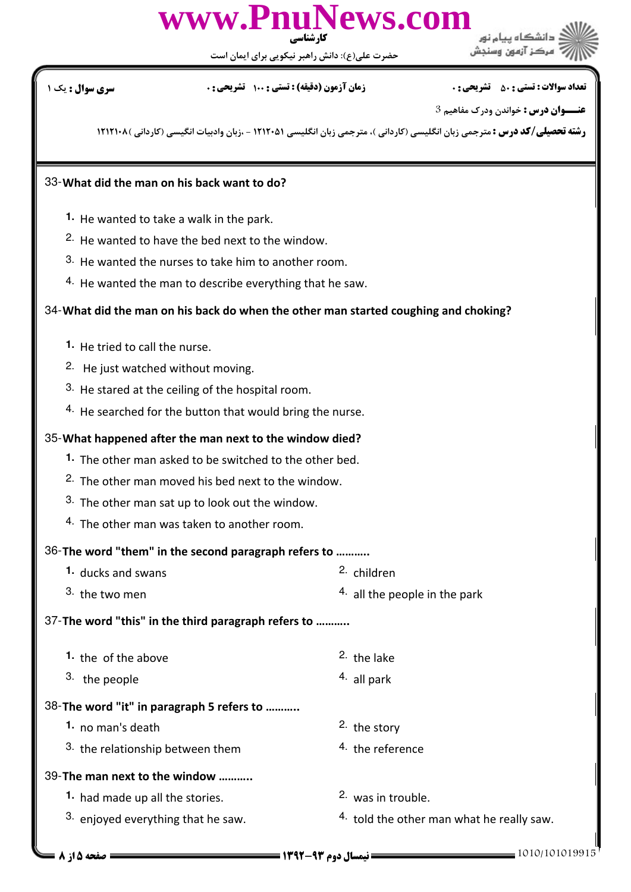33-**What did the man on his back want to do?**

1. He wanted to take a walk in the park.
2. He wanted to have the bed next to the window.
3. He wanted the nurses to take him to another room.
4. He wanted the man to describe everything that he saw.

34-**What did the man on his back do when the other man started coughing and choking?**

1. He tried to call the nurse.
2. He just watched without moving.
3. He stared at the ceiling of the hospital room.
4. He searched for the button that would bring the nurse.

35-**What happened after the man next to the window died?**

1. The other man asked to be switched to the other bed.
2. The other man moved his bed next to the window.
3. The other man sat up to look out the window.
4. The other man was taken to another room.

36-**The word "them" in the second paragraph refers to ..........**

1. ducks and swans
2. children
3. the two men
4. all the people in the park

37-**The word "this" in the third paragraph refers to ..........**

1. the of the above
2. the lake
3. the people
4. all park

38-**The word "it" in paragraph 5 refers to ..........**

1. no man's death
2. the story
3. the relationship between them
4. the reference

39-**The man next to the window ..........**

1. had made up all the stories.
2. was in trouble.
3. enjoyed everything that he saw.
4. told the other man what he really saw.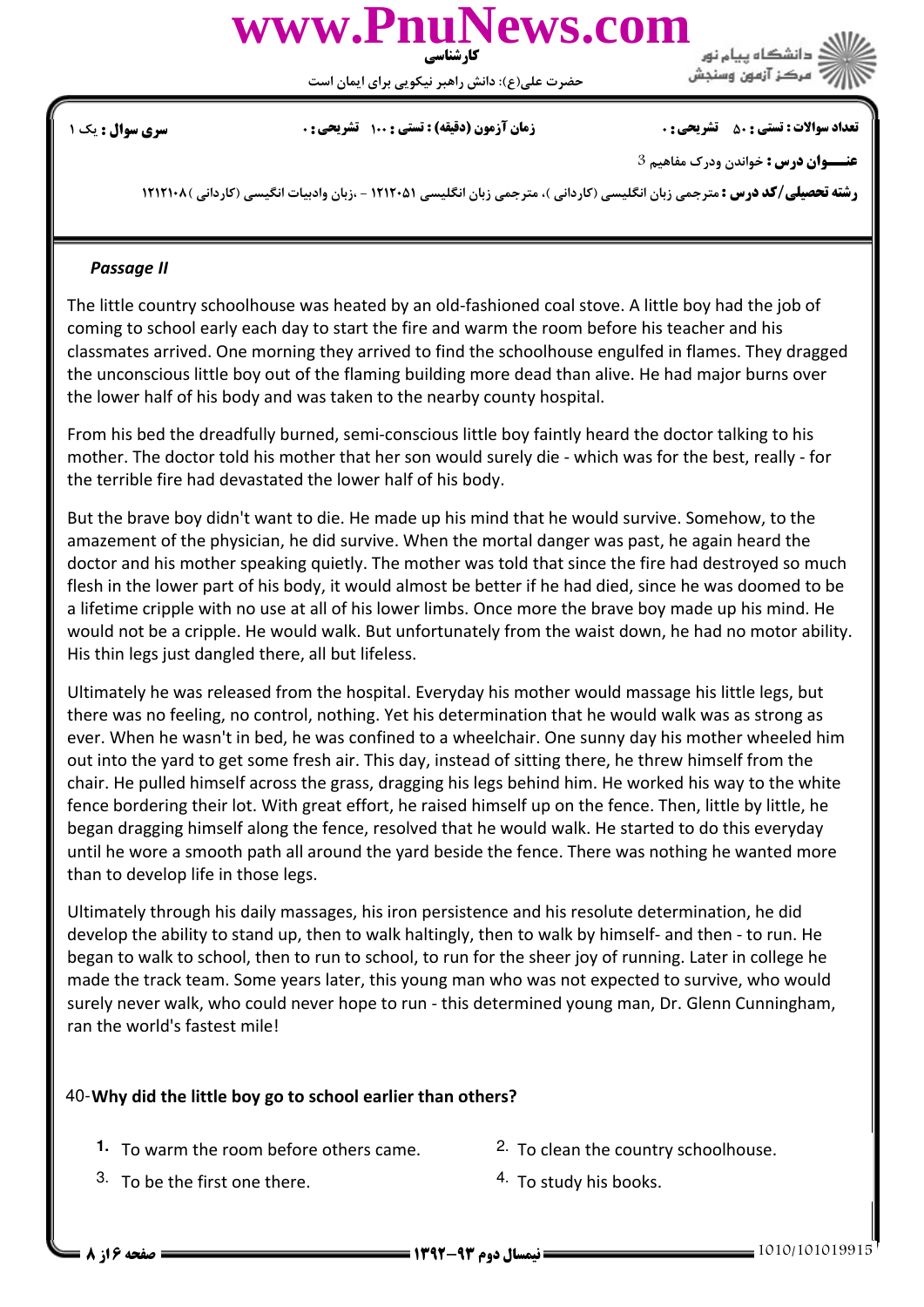### Passage II

The little country schoolhouse was heated by an old-fashioned coal stove. A little boy had the job of coming to school early each day to start the fire and warm the room before his teacher and his classmates arrived. One morning they arrived to find the schoolhouse engulfed in flames. They dragged the unconscious little boy out of the flaming building more dead than alive. He had major burns over the lower half of his body and was taken to the nearby county hospital.

From his bed the dreadfully burned, semi-conscious little boy faintly heard the doctor talking to his mother. The doctor told his mother that her son would surely die - which was for the best, really - for the terrible fire had devastated the lower half of his body.

But the brave boy didn't want to die. He made up his mind that he would survive. Somehow, to the amazement of the physician, he did survive. When the mortal danger was past, he again heard the doctor and his mother speaking quietly. The mother was told that since the fire had destroyed so much flesh in the lower part of his body, it would almost be better if he had died, since he was doomed to be a lifetime cripple with no use at all of his lower limbs. Once more the brave boy made up his mind. He would not be a cripple. He would walk. But unfortunately from the waist down, he had no motor ability. His thin legs just dangled there, all but lifeless.

Ultimately he was released from the hospital. Everyday his mother would massage his little legs, but there was no feeling, no control, nothing. Yet his determination that he would walk was as strong as ever. When he wasn't in bed, he was confined to a wheelchair. One sunny day his mother wheeled him out into the yard to get some fresh air. This day, instead of sitting there, he threw himself from the chair. He pulled himself across the grass, dragging his legs behind him. He worked his way to the white fence bordering their lot. With great effort, he raised himself up on the fence. Then, little by little, he began dragging himself along the fence, resolved that he would walk. He started to do this everyday until he wore a smooth path all around the yard beside the fence. There was nothing he wanted more than to develop life in those legs.

Ultimately through his daily massages, his iron persistence and his resolute determination, he did develop the ability to stand up, then to walk haltingly, then to walk by himself- and then - to run. He began to walk to school, then to run to school, to run for the sheer joy of running. Later in college he made the track team. Some years later, this young man who was not expected to survive, who would surely never walk, who could never hope to run - this determined young man, Dr. Glenn Cunningham, ran the world's fastest mile!

40-**Why did the little boy go to school earlier than others?**

1. To warm the room before others came.
2. To clean the country schoolhouse.
3. To be the first one there.
4. To study his books.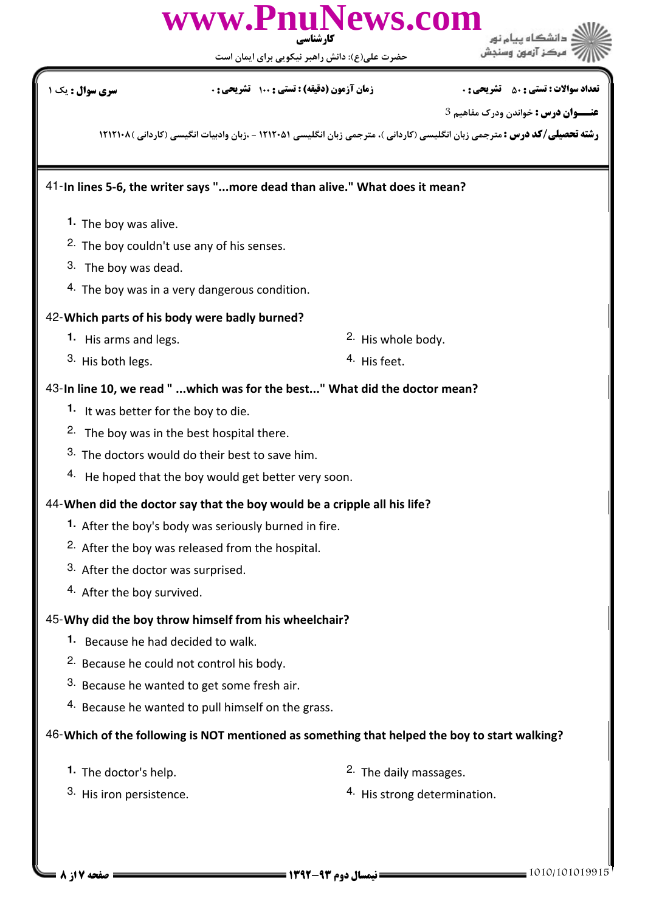41-**In lines 5-6, the writer says "...more dead than alive." What does it mean?**

1. The boy was alive.
2. The boy couldn't use any of his senses.
3. The boy was dead.
4. The boy was in a very dangerous condition.

42-**Which parts of his body were badly burned?**

1. His arms and legs.
2. His whole body.
3. His both legs.
4. His feet.

43-**In line 10, we read " ...which was for the best..." What did the doctor mean?**

1. It was better for the boy to die.
2. The boy was in the best hospital there.
3. The doctors would do their best to save him.
4. He hoped that the boy would get better very soon.

44-**When did the doctor say that the boy would be a cripple all his life?**

1. After the boy's body was seriously burned in fire.
2. After the boy was released from the hospital.
3. After the doctor was surprised.
4. After the boy survived.

45-**Why did the boy throw himself from his wheelchair?**

1. Because he had decided to walk.
2. Because he could not control his body.
3. Because he wanted to get some fresh air.
4. Because he wanted to pull himself on the grass.

46-**Which of the following is NOT mentioned as something that helped the boy to start walking?**

1. The doctor's help.
2. The daily massages.
3. His iron persistence.
4. His strong determination.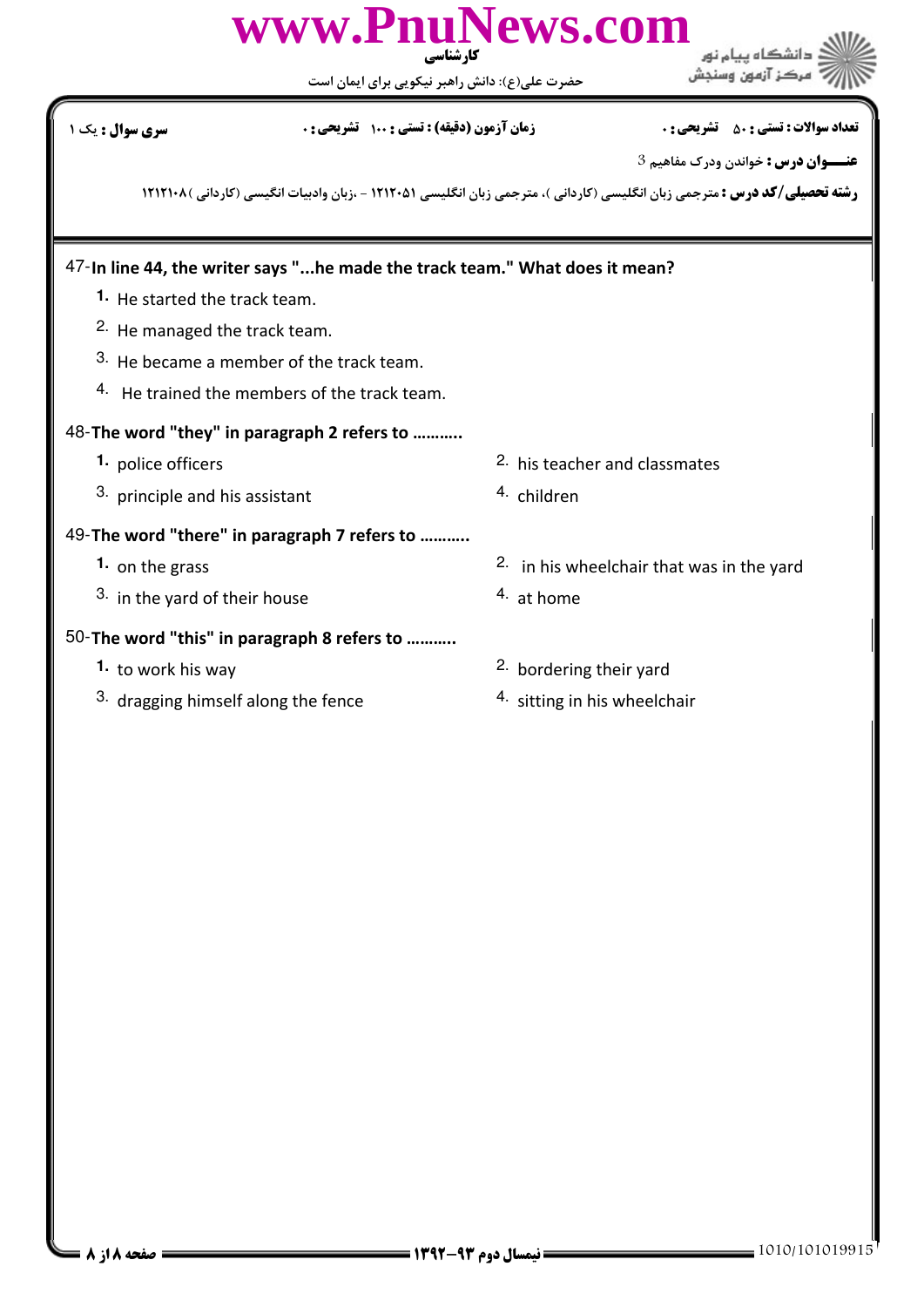47-**In line 44, the writer says "...he made the track team." What does it mean?**

1. He started the track team.
2. He managed the track team.
3. He became a member of the track team.
4. He trained the members of the track team.

48-**The word "they" in paragraph 2 refers to ..........**

1. police officers
2. his teacher and classmates
3. principle and his assistant
4. children

49-**The word "there" in paragraph 7 refers to ..........**

1. on the grass
2. in his wheelchair that was in the yard
3. in the yard of their house
4. at home

50-**The word "this" in paragraph 8 refers to ..........**

1. to work his way
2. bordering their yard
3. dragging himself along the fence
4. sitting in his wheelchair